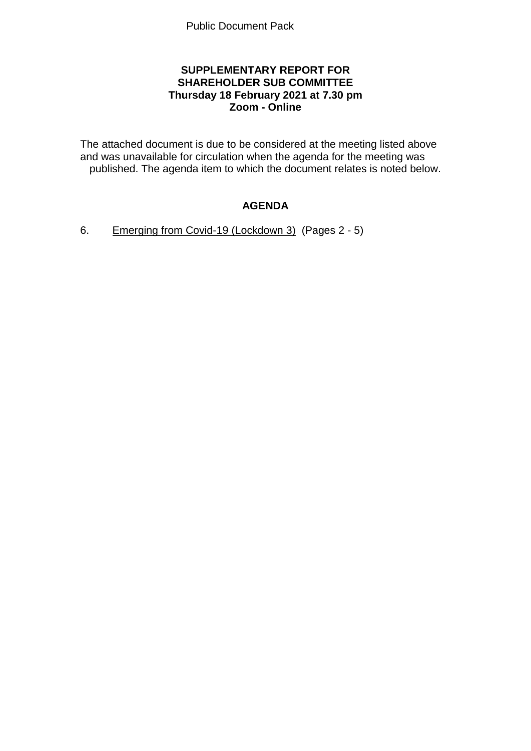Public Document Pack

**SUPPLEMENTARY REPORT FOR**
**SHAREHOLDER SUB COMMITTEE**
**Thursday 18 February 2021 at 7.30 pm**
**Zoom - Online**

The attached document is due to be considered at the meeting listed above and was unavailable for circulation when the agenda for the meeting was published. The agenda item to which the document relates is noted below.

## AGENDA

6. Emerging from Covid-19 (Lockdown 3) (Pages 2 - 5)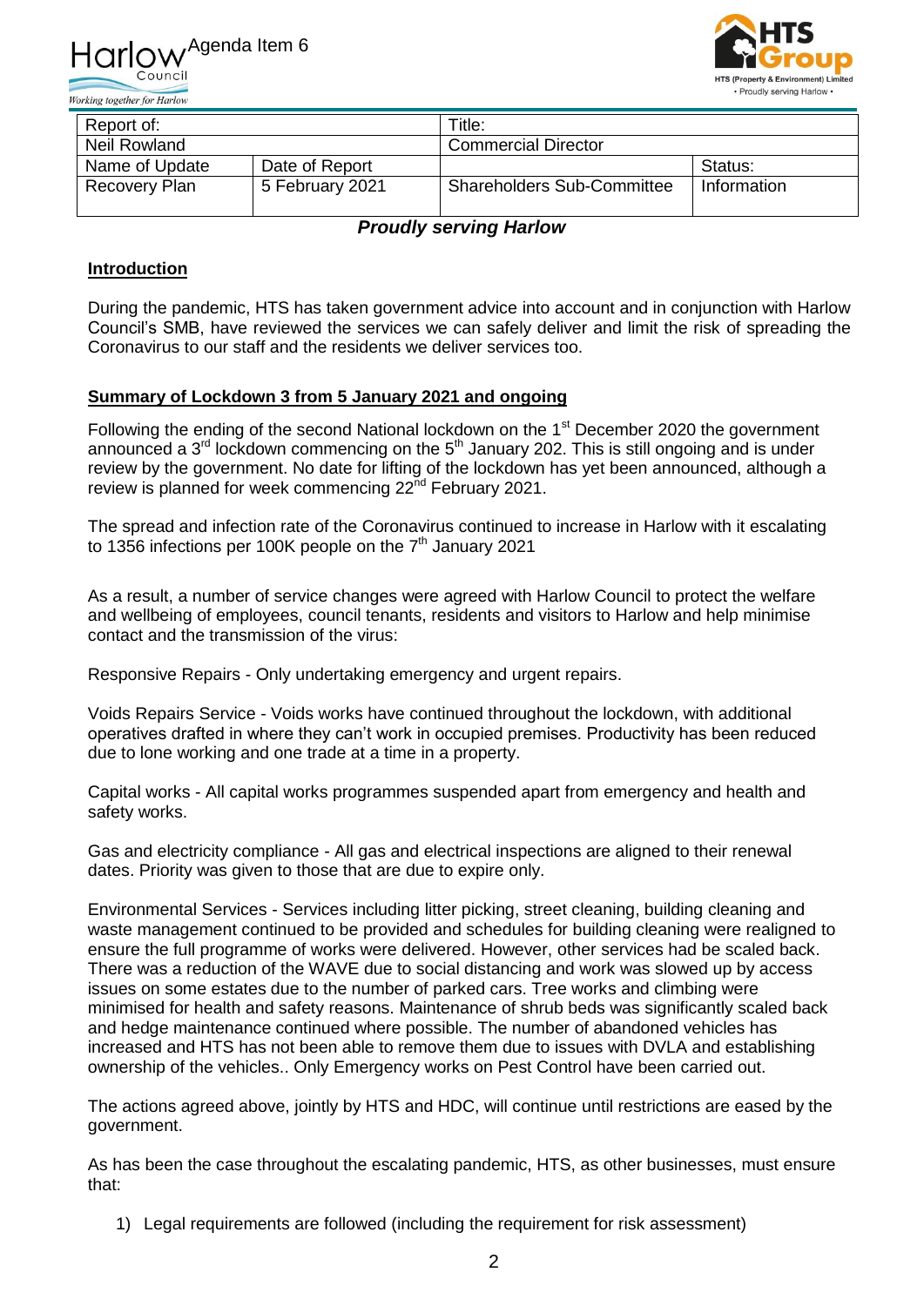Harlow Council — Working together for Harlow

Agenda Item 6

HTS Group — HTS (Property & Environment) Limited • Proudly serving Harlow •

| Report of: | | Title: | |
|---|---|---|---|
| Neil Rowland | | Commercial Director | |
| Name of Update | Date of Report | | Status: |
| Recovery Plan | 5 February 2021 | Shareholders Sub-Committee | Information |

***Proudly serving Harlow***

**Introduction**

During the pandemic, HTS has taken government advice into account and in conjunction with Harlow Council's SMB, have reviewed the services we can safely deliver and limit the risk of spreading the Coronavirus to our staff and the residents we deliver services too.

**Summary of Lockdown 3 from 5 January 2021 and ongoing**

Following the ending of the second National lockdown on the 1st December 2020 the government announced a 3rd lockdown commencing on the 5th January 202. This is still ongoing and is under review by the government. No date for lifting of the lockdown has yet been announced, although a review is planned for week commencing 22nd February 2021.

The spread and infection rate of the Coronavirus continued to increase in Harlow with it escalating to 1356 infections per 100K people on the 7th January 2021

As a result, a number of service changes were agreed with Harlow Council to protect the welfare and wellbeing of employees, council tenants, residents and visitors to Harlow and help minimise contact and the transmission of the virus:

Responsive Repairs - Only undertaking emergency and urgent repairs.

Voids Repairs Service - Voids works have continued throughout the lockdown, with additional operatives drafted in where they can't work in occupied premises. Productivity has been reduced due to lone working and one trade at a time in a property.

Capital works - All capital works programmes suspended apart from emergency and health and safety works.

Gas and electricity compliance - All gas and electrical inspections are aligned to their renewal dates. Priority was given to those that are due to expire only.

Environmental Services - Services including litter picking, street cleaning, building cleaning and waste management continued to be provided and schedules for building cleaning were realigned to ensure the full programme of works were delivered. However, other services had be scaled back. There was a reduction of the WAVE due to social distancing and work was slowed up by access issues on some estates due to the number of parked cars. Tree works and climbing were minimised for health and safety reasons. Maintenance of shrub beds was significantly scaled back and hedge maintenance continued where possible. The number of abandoned vehicles has increased and HTS has not been able to remove them due to issues with DVLA and establishing ownership of the vehicles.. Only Emergency works on Pest Control have been carried out.

The actions agreed above, jointly by HTS and HDC, will continue until restrictions are eased by the government.

As has been the case throughout the escalating pandemic, HTS, as other businesses, must ensure that:

1) Legal requirements are followed (including the requirement for risk assessment)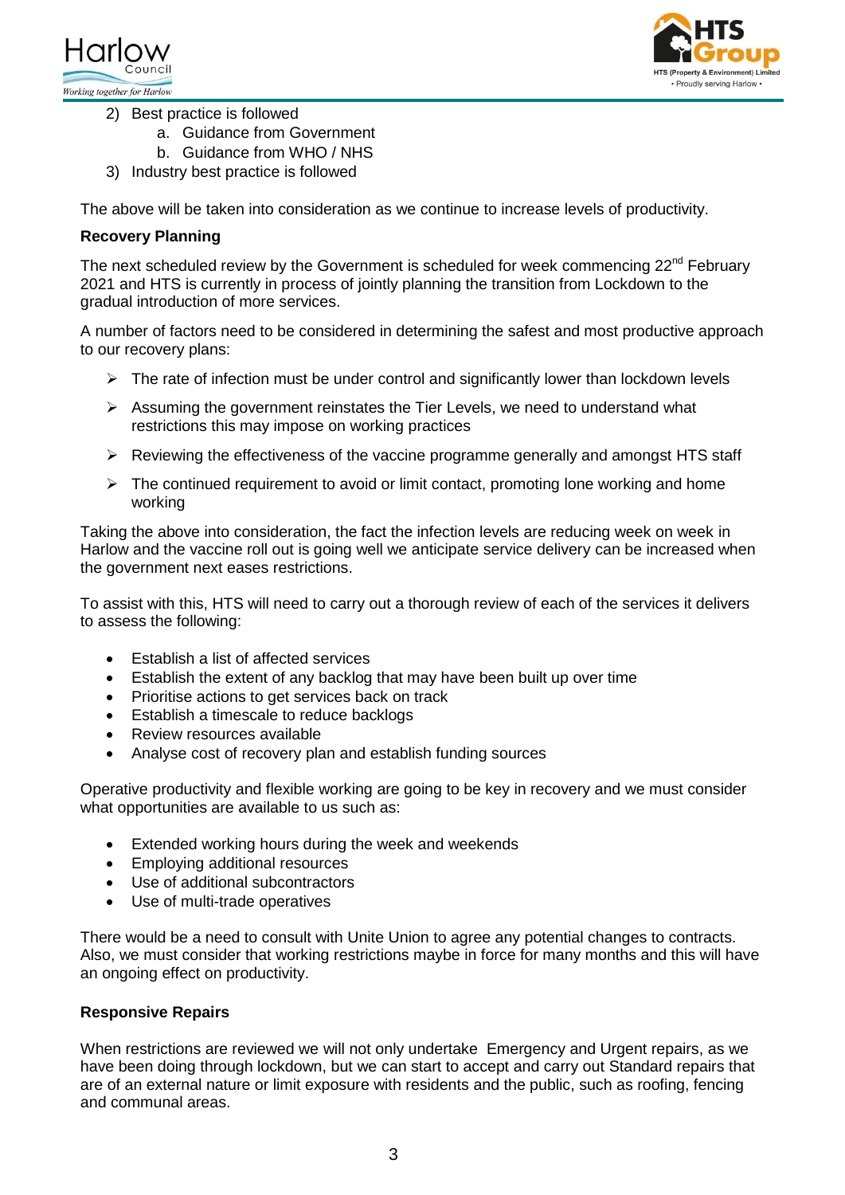2) Best practice is followed
   a. Guidance from Government
   b. Guidance from WHO / NHS
3) Industry best practice is followed

The above will be taken into consideration as we continue to increase levels of productivity.

**Recovery Planning**

The next scheduled review by the Government is scheduled for week commencing 22nd February 2021 and HTS is currently in process of jointly planning the transition from Lockdown to the gradual introduction of more services.

A number of factors need to be considered in determining the safest and most productive approach to our recovery plans:

- The rate of infection must be under control and significantly lower than lockdown levels
- Assuming the government reinstates the Tier Levels, we need to understand what restrictions this may impose on working practices
- Reviewing the effectiveness of the vaccine programme generally and amongst HTS staff
- The continued requirement to avoid or limit contact, promoting lone working and home working

Taking the above into consideration, the fact the infection levels are reducing week on week in Harlow and the vaccine roll out is going well we anticipate service delivery can be increased when the government next eases restrictions.

To assist with this, HTS will need to carry out a thorough review of each of the services it delivers to assess the following:

- Establish a list of affected services
- Establish the extent of any backlog that may have been built up over time
- Prioritise actions to get services back on track
- Establish a timescale to reduce backlogs
- Review resources available
- Analyse cost of recovery plan and establish funding sources

Operative productivity and flexible working are going to be key in recovery and we must consider what opportunities are available to us such as:

- Extended working hours during the week and weekends
- Employing additional resources
- Use of additional subcontractors
- Use of multi-trade operatives

There would be a need to consult with Unite Union to agree any potential changes to contracts. Also, we must consider that working restrictions maybe in force for many months and this will have an ongoing effect on productivity.

**Responsive Repairs**

When restrictions are reviewed we will not only undertake Emergency and Urgent repairs, as we have been doing through lockdown, but we can start to accept and carry out Standard repairs that are of an external nature or limit exposure with residents and the public, such as roofing, fencing and communal areas.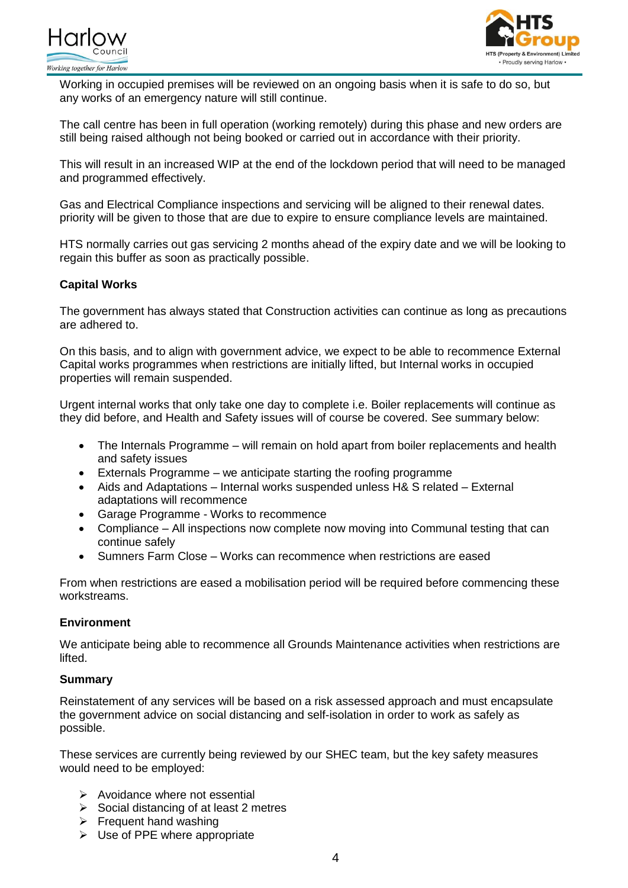Working in occupied premises will be reviewed on an ongoing basis when it is safe to do so, but any works of an emergency nature will still continue.

The call centre has been in full operation (working remotely) during this phase and new orders are still being raised although not being booked or carried out in accordance with their priority.

This will result in an increased WIP at the end of the lockdown period that will need to be managed and programmed effectively.

Gas and Electrical Compliance inspections and servicing will be aligned to their renewal dates. priority will be given to those that are due to expire to ensure compliance levels are maintained.

HTS normally carries out gas servicing 2 months ahead of the expiry date and we will be looking to regain this buffer as soon as practically possible.

**Capital Works**

The government has always stated that Construction activities can continue as long as precautions are adhered to.

On this basis, and to align with government advice, we expect to be able to recommence External Capital works programmes when restrictions are initially lifted, but Internal works in occupied properties will remain suspended.

Urgent internal works that only take one day to complete i.e. Boiler replacements will continue as they did before, and Health and Safety issues will of course be covered. See summary below:

- The Internals Programme – will remain on hold apart from boiler replacements and health and safety issues
- Externals Programme – we anticipate starting the roofing programme
- Aids and Adaptations – Internal works suspended unless H& S related – External adaptations will recommence
- Garage Programme - Works to recommence
- Compliance – All inspections now complete now moving into Communal testing that can continue safely
- Sumners Farm Close – Works can recommence when restrictions are eased

From when restrictions are eased a mobilisation period will be required before commencing these workstreams.

**Environment**

We anticipate being able to recommence all Grounds Maintenance activities when restrictions are lifted.

**Summary**

Reinstatement of any services will be based on a risk assessed approach and must encapsulate the government advice on social distancing and self-isolation in order to work as safely as possible.

These services are currently being reviewed by our SHEC team, but the key safety measures would need to be employed:

- Avoidance where not essential
- Social distancing of at least 2 metres
- Frequent hand washing
- Use of PPE where appropriate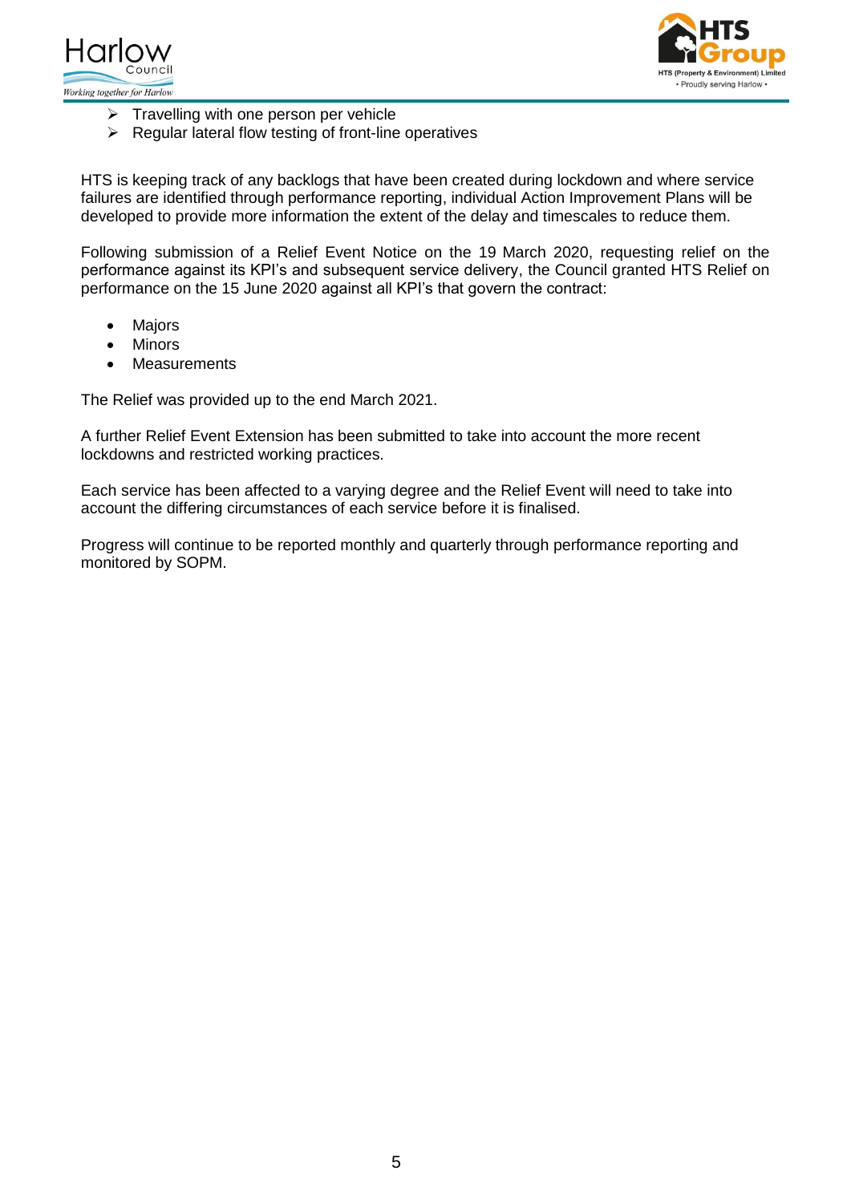- Travelling with one person per vehicle
- Regular lateral flow testing of front-line operatives

HTS is keeping track of any backlogs that have been created during lockdown and where service failures are identified through performance reporting, individual Action Improvement Plans will be developed to provide more information the extent of the delay and timescales to reduce them.

Following submission of a Relief Event Notice on the 19 March 2020, requesting relief on the performance against its KPI's and subsequent service delivery, the Council granted HTS Relief on performance on the 15 June 2020 against all KPI's that govern the contract:

- Majors
- Minors
- Measurements

The Relief was provided up to the end March 2021.

A further Relief Event Extension has been submitted to take into account the more recent lockdowns and restricted working practices.

Each service has been affected to a varying degree and the Relief Event will need to take into account the differing circumstances of each service before it is finalised.

Progress will continue to be reported monthly and quarterly through performance reporting and monitored by SOPM.